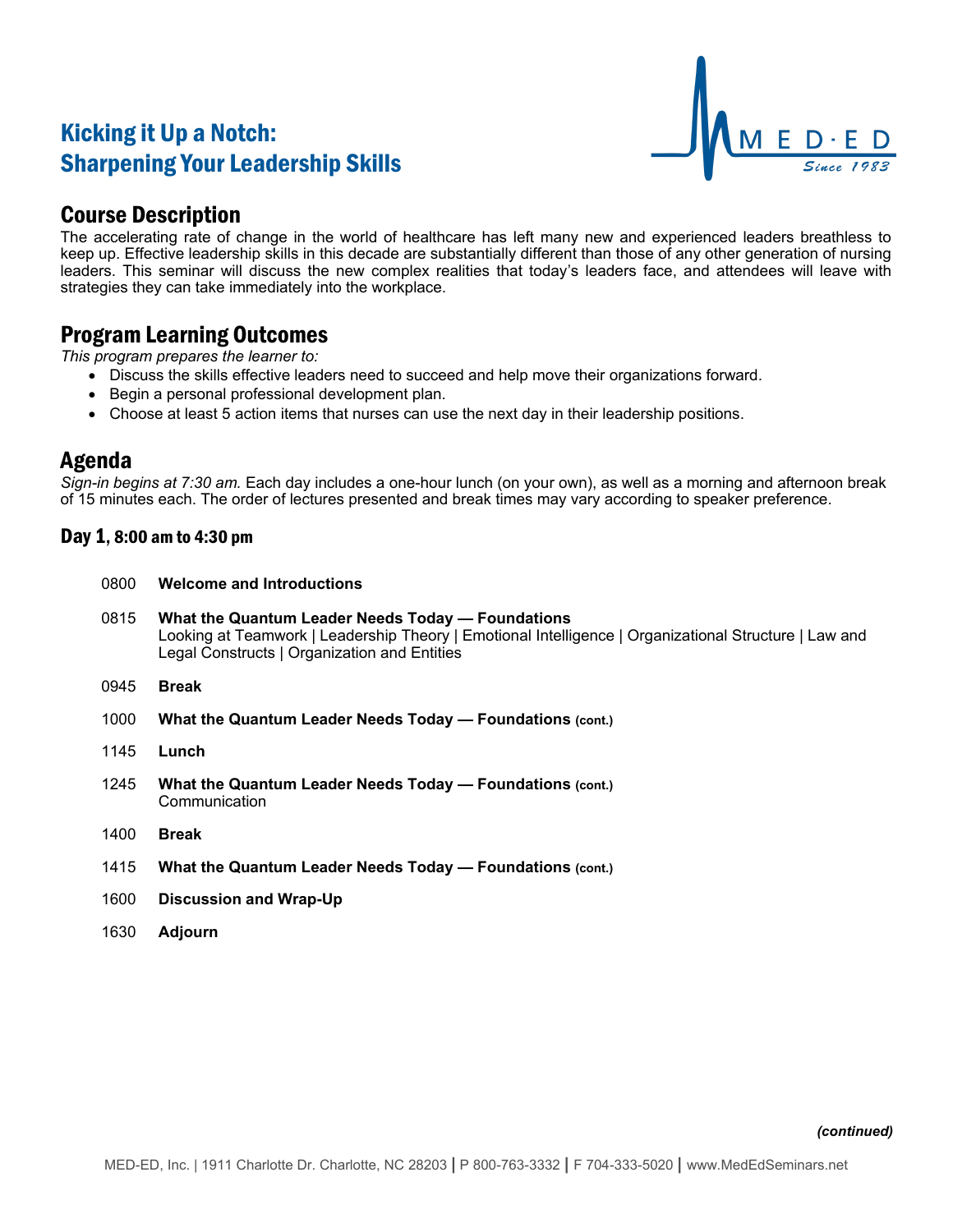# Kicking it Up a Notch: Sharpening Your Leadership Skills

## Course Description

The accelerating rate of change in the world of healthcare has left many new and experienced leaders breathless to keep up. Effective leadership skills in this decade are substantially different than those of any other generation of nursing leaders. This seminar will discuss the new complex realities that today's leaders face, and attendees will leave with strategies they can take immediately into the workplace.

## Program Learning Outcomes

*This program prepares the learner to:*

- Discuss the skills effective leaders need to succeed and help move their organizations forward.
- Begin a personal professional development plan.
- Choose at least 5 action items that nurses can use the next day in their leadership positions.

## Agenda

*Sign-in begins at 7:30 am.* Each day includes a one-hour lunch (on your own), as well as a morning and afternoon break of 15 minutes each. The order of lectures presented and break times may vary according to speaker preference.

### Day 1, 8:00 am to 4:30 pm

0800 **Welcome and Introductions**

0815 **What the Quantum Leader Needs Today — Foundations**
Looking at Teamwork | Leadership Theory | Emotional Intelligence | Organizational Structure | Law and Legal Constructs | Organization and Entities

0945 **Break**

1000 **What the Quantum Leader Needs Today — Foundations (cont.)**

1145 **Lunch**

1245 **What the Quantum Leader Needs Today — Foundations (cont.)**
Communication

1400 **Break**

1415 **What the Quantum Leader Needs Today — Foundations (cont.)**

1600 **Discussion and Wrap-Up**

1630 **Adjourn**

***(continued)***

MED-ED, Inc. | 1911 Charlotte Dr. Charlotte, NC 28203 | P 800-763-3332 | F 704-333-5020 | www.MedEdSeminars.net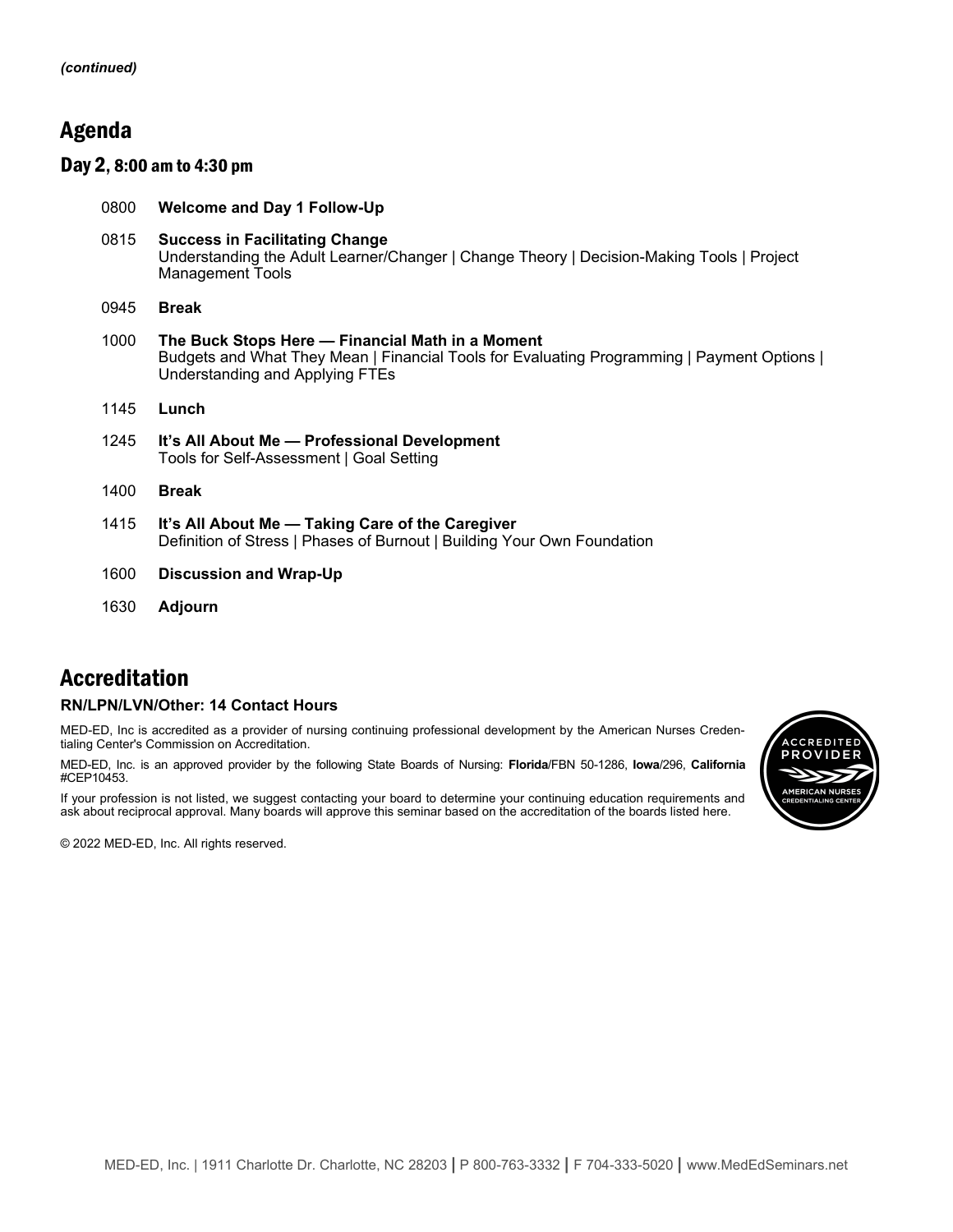*(continued)*

# Agenda

## Day 2, 8:00 am to 4:30 pm

0800 **Welcome and Day 1 Follow-Up**

0815 **Success in Facilitating Change**
Understanding the Adult Learner/Changer | Change Theory | Decision-Making Tools | Project Management Tools

0945 **Break**

1000 **The Buck Stops Here — Financial Math in a Moment**
Budgets and What They Mean | Financial Tools for Evaluating Programming | Payment Options | Understanding and Applying FTEs

1145 **Lunch**

1245 **It's All About Me — Professional Development**
Tools for Self-Assessment | Goal Setting

1400 **Break**

1415 **It's All About Me — Taking Care of the Caregiver**
Definition of Stress | Phases of Burnout | Building Your Own Foundation

1600 **Discussion and Wrap-Up**

1630 **Adjourn**

# Accreditation

**RN/LPN/LVN/Other: 14 Contact Hours**

MED-ED, Inc is accredited as a provider of nursing continuing professional development by the American Nurses Credentialing Center's Commission on Accreditation.

MED-ED, Inc. is an approved provider by the following State Boards of Nursing: **Florida**/FBN 50-1286, **Iowa**/296, **California** #CEP10453.

If your profession is not listed, we suggest contacting your board to determine your continuing education requirements and ask about reciprocal approval. Many boards will approve this seminar based on the accreditation of the boards listed here.

© 2022 MED-ED, Inc. All rights reserved.

MED-ED, Inc. | 1911 Charlotte Dr. Charlotte, NC 28203 | P 800-763-3332 | F 704-333-5020 | www.MedEdSeminars.net